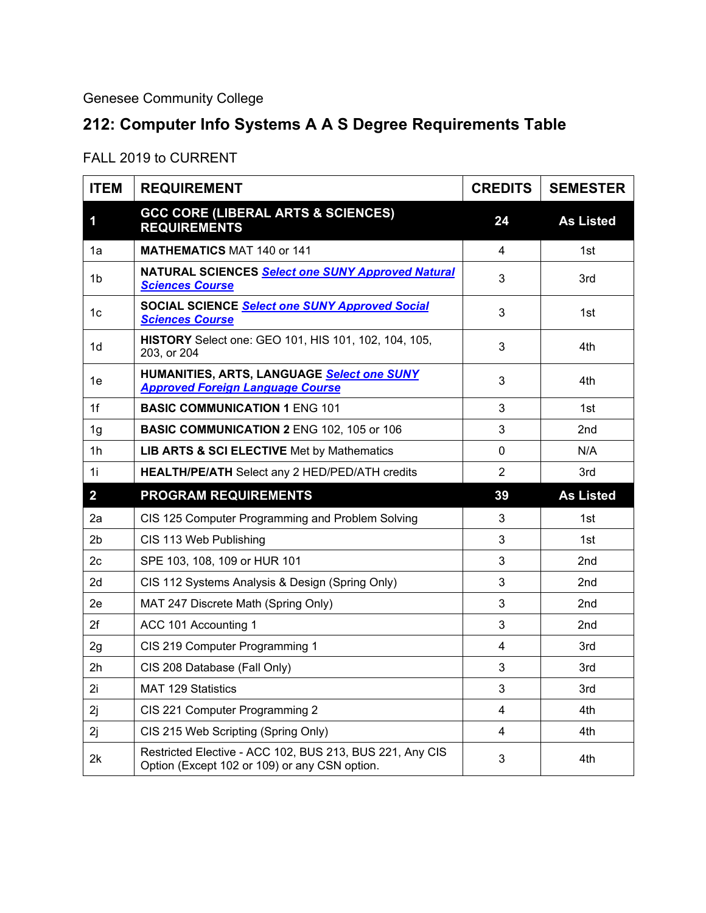Genesee Community College

# 212: Computer Info Systems A A S Degree Requirements Table

FALL 2019 to CURRENT

| ITEM | REQUIREMENT | CREDITS | SEMESTER |
|---|---|---|---|
| **1** | **GCC CORE (LIBERAL ARTS & SCIENCES) REQUIREMENTS** | **24** | **As Listed** |
| 1a | **MATHEMATICS** MAT 140 or 141 | 4 | 1st |
| 1b | **NATURAL SCIENCES** ***Select one SUNY Approved Natural Sciences Course*** | 3 | 3rd |
| 1c | **SOCIAL SCIENCE** ***Select one SUNY Approved Social Sciences Course*** | 3 | 1st |
| 1d | **HISTORY** Select one: GEO 101, HIS 101, 102, 104, 105, 203, or 204 | 3 | 4th |
| 1e | **HUMANITIES, ARTS, LANGUAGE** ***Select one SUNY Approved Foreign Language Course*** | 3 | 4th |
| 1f | **BASIC COMMUNICATION 1** ENG 101 | 3 | 1st |
| 1g | **BASIC COMMUNICATION 2** ENG 102, 105 or 106 | 3 | 2nd |
| 1h | **LIB ARTS & SCI ELECTIVE** Met by Mathematics | 0 | N/A |
| 1i | **HEALTH/PE/ATH** Select any 2 HED/PED/ATH credits | 2 | 3rd |
| **2** | **PROGRAM REQUIREMENTS** | **39** | **As Listed** |
| 2a | CIS 125 Computer Programming and Problem Solving | 3 | 1st |
| 2b | CIS 113 Web Publishing | 3 | 1st |
| 2c | SPE 103, 108, 109 or HUR 101 | 3 | 2nd |
| 2d | CIS 112 Systems Analysis & Design (Spring Only) | 3 | 2nd |
| 2e | MAT 247 Discrete Math (Spring Only) | 3 | 2nd |
| 2f | ACC 101 Accounting 1 | 3 | 2nd |
| 2g | CIS 219 Computer Programming 1 | 4 | 3rd |
| 2h | CIS 208 Database (Fall Only) | 3 | 3rd |
| 2i | MAT 129 Statistics | 3 | 3rd |
| 2j | CIS 221 Computer Programming 2 | 4 | 4th |
| 2j | CIS 215 Web Scripting (Spring Only) | 4 | 4th |
| 2k | Restricted Elective - ACC 102, BUS 213, BUS 221, Any CIS Option (Except 102 or 109) or any CSN option. | 3 | 4th |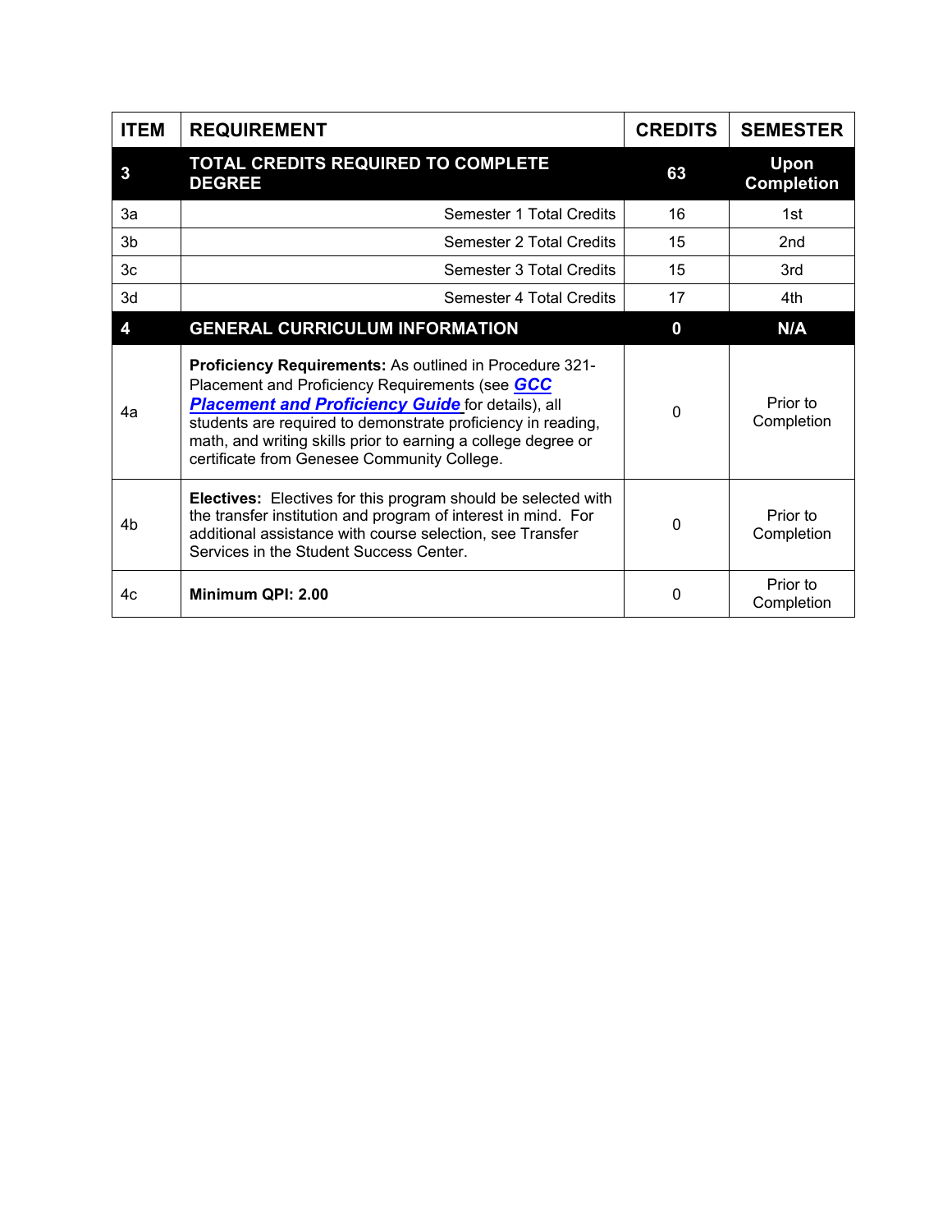| ITEM | REQUIREMENT | CREDITS | SEMESTER |
|---|---|---|---|
| **3** | **TOTAL CREDITS REQUIRED TO COMPLETE DEGREE** | **63** | **Upon Completion** |
| 3a | Semester 1 Total Credits | 16 | 1st |
| 3b | Semester 2 Total Credits | 15 | 2nd |
| 3c | Semester 3 Total Credits | 15 | 3rd |
| 3d | Semester 4 Total Credits | 17 | 4th |
| **4** | **GENERAL CURRICULUM INFORMATION** | **0** | **N/A** |
| 4a | **Proficiency Requirements:** As outlined in Procedure 321-Placement and Proficiency Requirements (see ***GCC Placement and Proficiency Guide*** for details), all students are required to demonstrate proficiency in reading, math, and writing skills prior to earning a college degree or certificate from Genesee Community College. | 0 | Prior to Completion |
| 4b | **Electives:** Electives for this program should be selected with the transfer institution and program of interest in mind. For additional assistance with course selection, see Transfer Services in the Student Success Center. | 0 | Prior to Completion |
| 4c | **Minimum QPI: 2.00** | 0 | Prior to Completion |